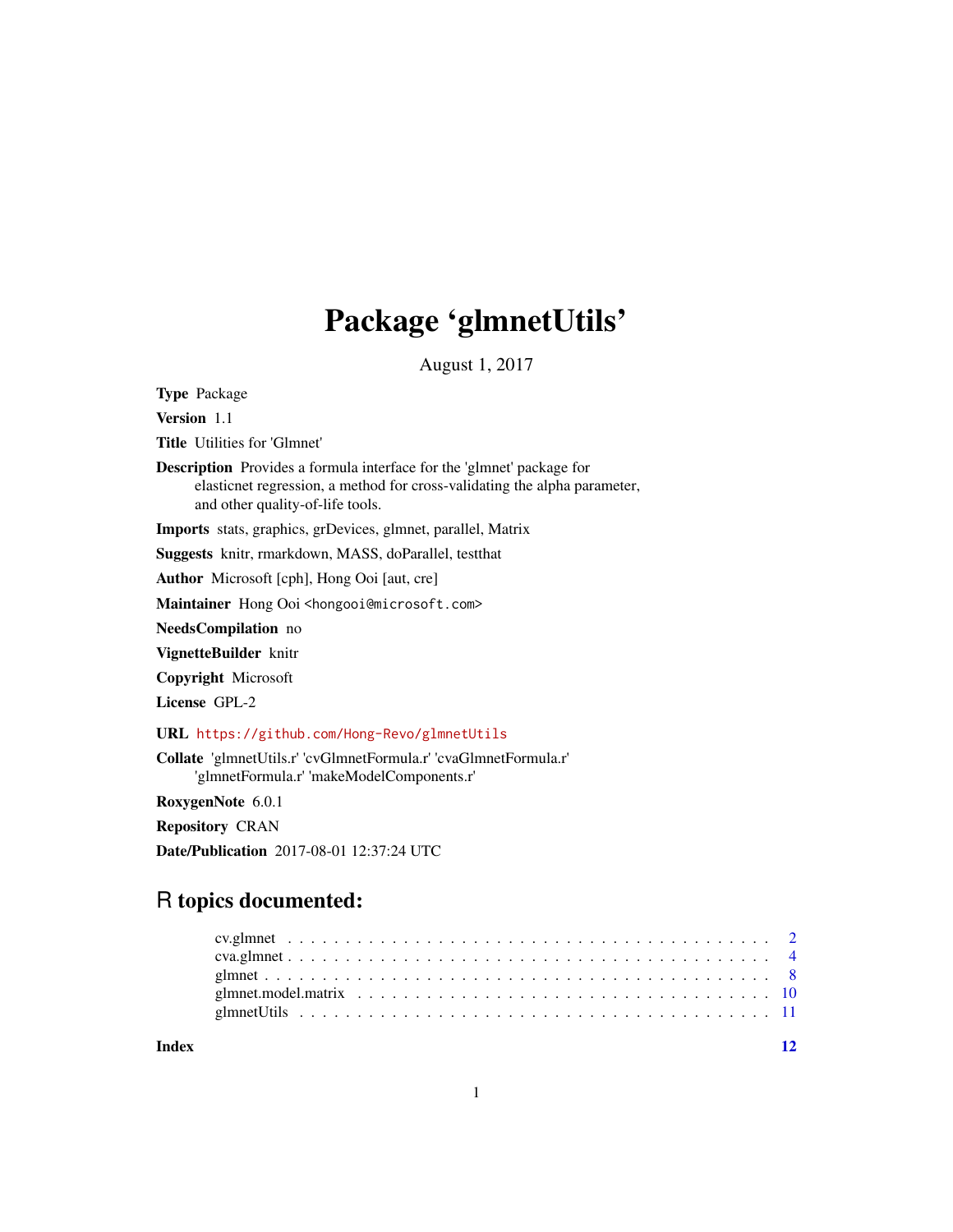# Package 'glmnetUtils'

August 1, 2017

**Type** Package

**Version** 1.1

**Title** Utilities for 'Glmnet'

**Description** Provides a formula interface for the 'glmnet' package for elasticnet regression, a method for cross-validating the alpha parameter, and other quality-of-life tools.

**Imports** stats, graphics, grDevices, glmnet, parallel, Matrix

**Suggests** knitr, rmarkdown, MASS, doParallel, testthat

**Author** Microsoft [cph], Hong Ooi [aut, cre]

**Maintainer** Hong Ooi <hongooi@microsoft.com>

**NeedsCompilation** no

**VignetteBuilder** knitr

**Copyright** Microsoft

**License** GPL-2

**URL** https://github.com/Hong-Revo/glmnetUtils

**Collate** 'glmnetUtils.r' 'cvGlmnetFormula.r' 'cvaGlmnetFormula.r' 'glmnetFormula.r' 'makeModelComponents.r'

**RoxygenNote** 6.0.1

**Repository** CRAN

**Date/Publication** 2017-08-01 12:37:24 UTC

## R topics documented:

- cv.glmnet . . . . . . . . . . . . . . . . . . . . . . . . . . . . . . . . . . . . . . . . 2
- cva.glmnet . . . . . . . . . . . . . . . . . . . . . . . . . . . . . . . . . . . . . . . . 4
- glmnet . . . . . . . . . . . . . . . . . . . . . . . . . . . . . . . . . . . . . . . . 8
- glmnet.model.matrix . . . . . . . . . . . . . . . . . . . . . . . . . . . . . . . . . 10
- glmnetUtils . . . . . . . . . . . . . . . . . . . . . . . . . . . . . . . . . . . . . . 11

**Index** **12**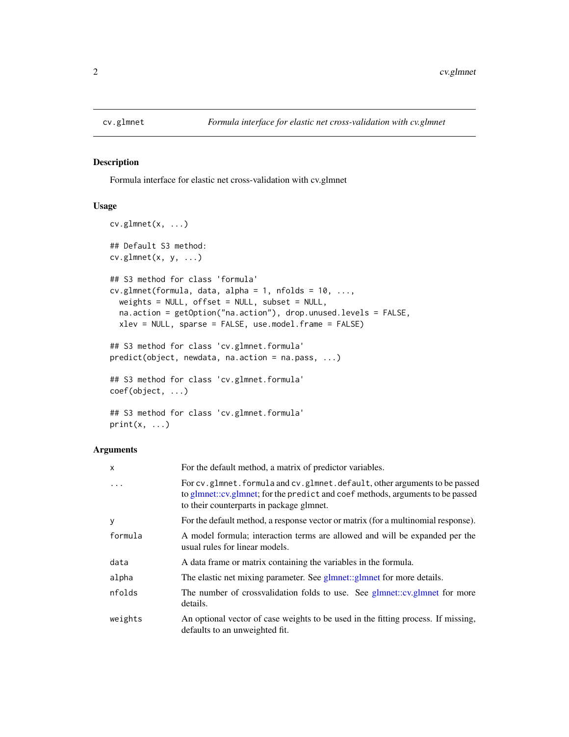# cv.glmnet — *Formula interface for elastic net cross-validation with cv.glmnet*

## Description

Formula interface for elastic net cross-validation with cv.glmnet

## Usage

```
cv.glmnet(x, ...)

## Default S3 method:
cv.glmnet(x, y, ...)

## S3 method for class 'formula'
cv.glmnet(formula, data, alpha = 1, nfolds = 10, ...,
  weights = NULL, offset = NULL, subset = NULL,
  na.action = getOption("na.action"), drop.unused.levels = FALSE,
  xlev = NULL, sparse = FALSE, use.model.frame = FALSE)

## S3 method for class 'cv.glmnet.formula'
predict(object, newdata, na.action = na.pass, ...)

## S3 method for class 'cv.glmnet.formula'
coef(object, ...)

## S3 method for class 'cv.glmnet.formula'
print(x, ...)
```

## Arguments

| | |
|---|---|
| `x` | For the default method, a matrix of predictor variables. |
| `...` | For `cv.glmnet.formula` and `cv.glmnet.default`, other arguments to be passed to glmnet::cv.glmnet; for the `predict` and `coef` methods, arguments to be passed to their counterparts in package glmnet. |
| `y` | For the default method, a response vector or matrix (for a multinomial response). |
| `formula` | A model formula; interaction terms are allowed and will be expanded per the usual rules for linear models. |
| `data` | A data frame or matrix containing the variables in the formula. |
| `alpha` | The elastic net mixing parameter. See glmnet::glmnet for more details. |
| `nfolds` | The number of crossvalidation folds to use. See glmnet::cv.glmnet for more details. |
| `weights` | An optional vector of case weights to be used in the fitting process. If missing, defaults to an unweighted fit. |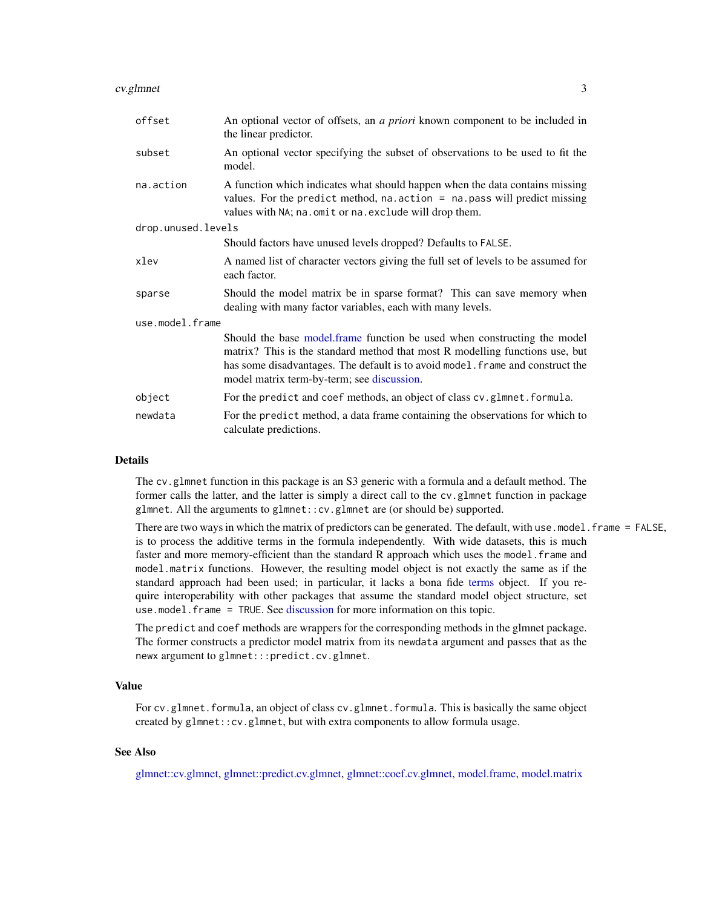| | |
|---|---|
| `offset` | An optional vector of offsets, an *a priori* known component to be included in the linear predictor. |
| `subset` | An optional vector specifying the subset of observations to be used to fit the model. |
| `na.action` | A function which indicates what should happen when the data contains missing values. For the `predict` method, `na.action = na.pass` will predict missing values with `NA`; `na.omit` or `na.exclude` will drop them. |
| `drop.unused.levels` | Should factors have unused levels dropped? Defaults to `FALSE`. |
| `xlev` | A named list of character vectors giving the full set of levels to be assumed for each factor. |
| `sparse` | Should the model matrix be in sparse format? This can save memory when dealing with many factor variables, each with many levels. |
| `use.model.frame` | Should the base model.frame function be used when constructing the model matrix? This is the standard method that most R modelling functions use, but has some disadvantages. The default is to avoid `model.frame` and construct the model matrix term-by-term; see discussion. |
| `object` | For the `predict` and `coef` methods, an object of class `cv.glmnet.formula`. |
| `newdata` | For the `predict` method, a data frame containing the observations for which to calculate predictions. |

## Details

The `cv.glmnet` function in this package is an S3 generic with a formula and a default method. The former calls the latter, and the latter is simply a direct call to the `cv.glmnet` function in package `glmnet`. All the arguments to `glmnet::cv.glmnet` are (or should be) supported.

There are two ways in which the matrix of predictors can be generated. The default, with `use.model.frame = FALSE`, is to process the additive terms in the formula independently. With wide datasets, this is much faster and more memory-efficient than the standard R approach which uses the `model.frame` and `model.matrix` functions. However, the resulting model object is not exactly the same as if the standard approach had been used; in particular, it lacks a bona fide terms object. If you require interoperability with other packages that assume the standard model object structure, set `use.model.frame = TRUE`. See discussion for more information on this topic.

The `predict` and `coef` methods are wrappers for the corresponding methods in the glmnet package. The former constructs a predictor model matrix from its `newdata` argument and passes that as the `newx` argument to `glmnet:::predict.cv.glmnet`.

## Value

For `cv.glmnet.formula`, an object of class `cv.glmnet.formula`. This is basically the same object created by `glmnet::cv.glmnet`, but with extra components to allow formula usage.

## See Also

glmnet::cv.glmnet, glmnet::predict.cv.glmnet, glmnet::coef.cv.glmnet, model.frame, model.matrix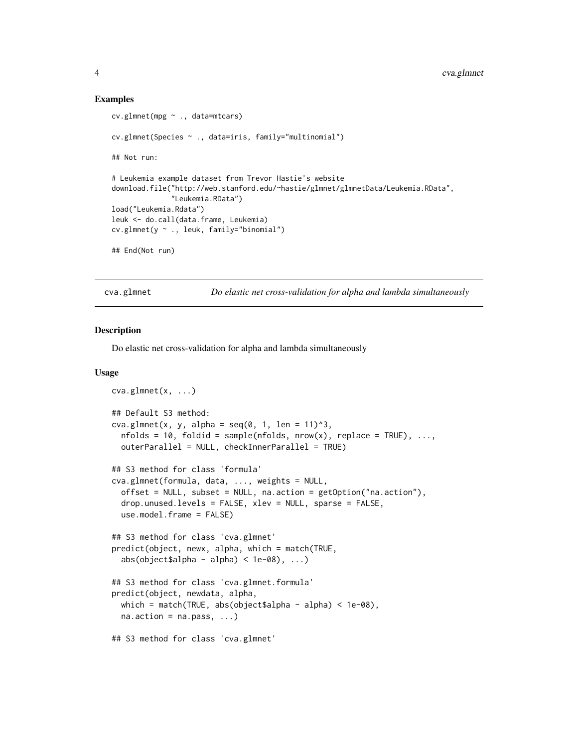### Examples

```
cv.glmnet(mpg ~ ., data=mtcars)

cv.glmnet(Species ~ ., data=iris, family="multinomial")

## Not run:

# Leukemia example dataset from Trevor Hastie's website
download.file("http://web.stanford.edu/~hastie/glmnet/glmnetData/Leukemia.RData",
              "Leukemia.RData")
load("Leukemia.Rdata")
leuk <- do.call(data.frame, Leukemia)
cv.glmnet(y ~ ., leuk, family="binomial")

## End(Not run)
```

---

## cva.glmnet — *Do elastic net cross-validation for alpha and lambda simultaneously*

### Description

Do elastic net cross-validation for alpha and lambda simultaneously

### Usage

```
cva.glmnet(x, ...)

## Default S3 method:
cva.glmnet(x, y, alpha = seq(0, 1, len = 11)^3,
  nfolds = 10, foldid = sample(nfolds, nrow(x), replace = TRUE), ...,
  outerParallel = NULL, checkInnerParallel = TRUE)

## S3 method for class 'formula'
cva.glmnet(formula, data, ..., weights = NULL,
  offset = NULL, subset = NULL, na.action = getOption("na.action"),
  drop.unused.levels = FALSE, xlev = NULL, sparse = FALSE,
  use.model.frame = FALSE)

## S3 method for class 'cva.glmnet'
predict(object, newx, alpha, which = match(TRUE,
  abs(object$alpha - alpha) < 1e-08), ...)

## S3 method for class 'cva.glmnet.formula'
predict(object, newdata, alpha,
  which = match(TRUE, abs(object$alpha - alpha) < 1e-08),
  na.action = na.pass, ...)

## S3 method for class 'cva.glmnet'
```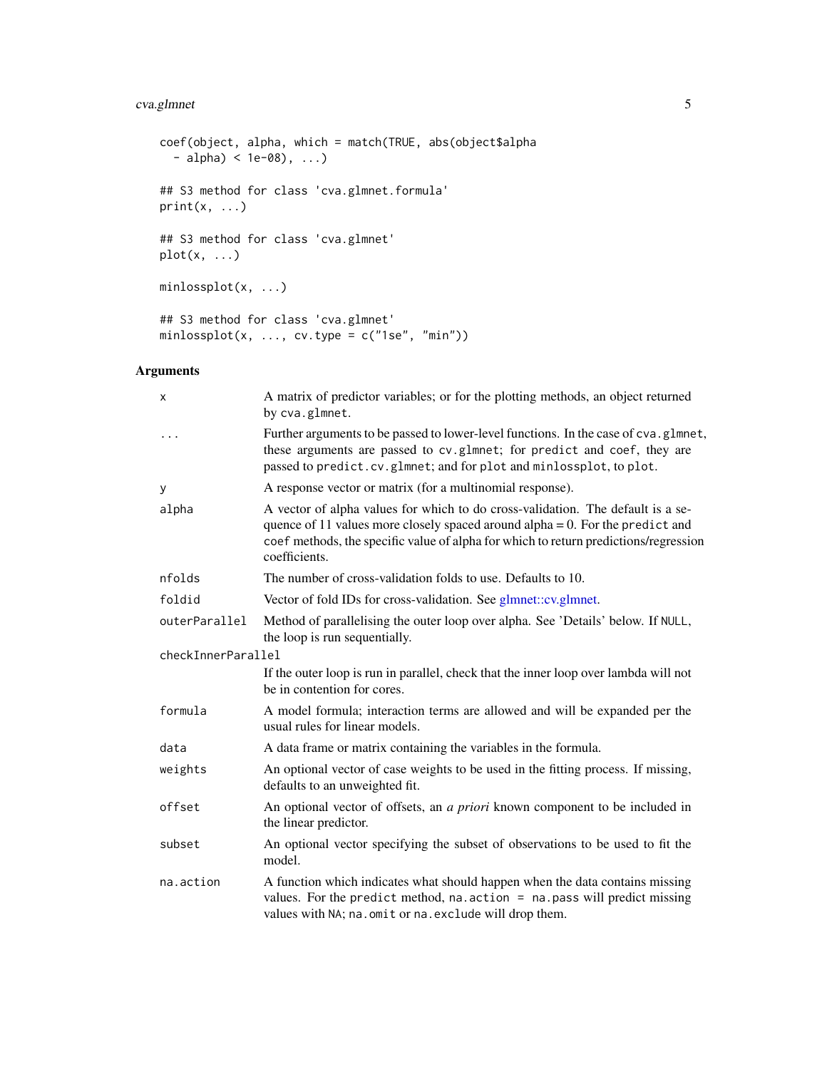```
coef(object, alpha, which = match(TRUE, abs(object$alpha
  - alpha) < 1e-08), ...)

## S3 method for class 'cva.glmnet.formula'
print(x, ...)

## S3 method for class 'cva.glmnet'
plot(x, ...)

minlossplot(x, ...)

## S3 method for class 'cva.glmnet'
minlossplot(x, ..., cv.type = c("1se", "min"))
```

## Arguments

| Argument | Description |
|---|---|
| `x` | A matrix of predictor variables; or for the plotting methods, an object returned by `cva.glmnet`. |
| `...` | Further arguments to be passed to lower-level functions. In the case of `cva.glmnet`, these arguments are passed to `cv.glmnet`; for `predict` and `coef`, they are passed to `predict.cv.glmnet`; and for `plot` and `minlossplot`, to `plot`. |
| `y` | A response vector or matrix (for a multinomial response). |
| `alpha` | A vector of alpha values for which to do cross-validation. The default is a sequence of 11 values more closely spaced around alpha = 0. For the `predict` and `coef` methods, the specific value of alpha for which to return predictions/regression coefficients. |
| `nfolds` | The number of cross-validation folds to use. Defaults to 10. |
| `foldid` | Vector of fold IDs for cross-validation. See glmnet::cv.glmnet. |
| `outerParallel` | Method of parallelising the outer loop over alpha. See 'Details' below. If `NULL`, the loop is run sequentially. |
| `checkInnerParallel` | If the outer loop is run in parallel, check that the inner loop over lambda will not be in contention for cores. |
| `formula` | A model formula; interaction terms are allowed and will be expanded per the usual rules for linear models. |
| `data` | A data frame or matrix containing the variables in the formula. |
| `weights` | An optional vector of case weights to be used in the fitting process. If missing, defaults to an unweighted fit. |
| `offset` | An optional vector of offsets, an *a priori* known component to be included in the linear predictor. |
| `subset` | An optional vector specifying the subset of observations to be used to fit the model. |
| `na.action` | A function which indicates what should happen when the data contains missing values. For the `predict` method, `na.action = na.pass` will predict missing values with `NA`; `na.omit` or `na.exclude` will drop them. |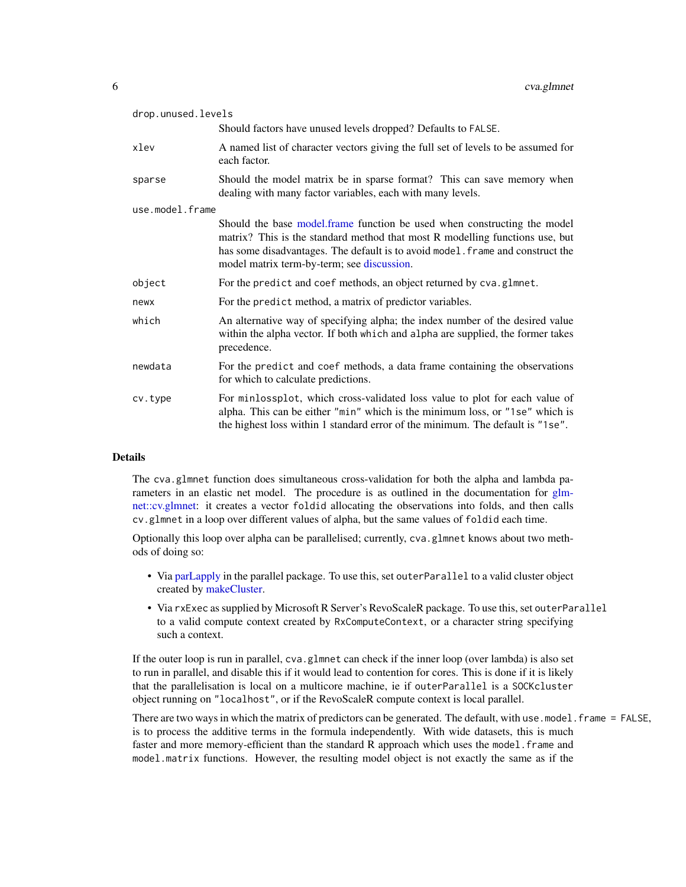`drop.unused.levels`
: Should factors have unused levels dropped? Defaults to `FALSE`.

`xlev`
: A named list of character vectors giving the full set of levels to be assumed for each factor.

`sparse`
: Should the model matrix be in sparse format? This can save memory when dealing with many factor variables, each with many levels.

`use.model.frame`
: Should the base model.frame function be used when constructing the model matrix? This is the standard method that most R modelling functions use, but has some disadvantages. The default is to avoid `model.frame` and construct the model matrix term-by-term; see discussion.

`object`
: For the `predict` and `coef` methods, an object returned by `cva.glmnet`.

`newx`
: For the `predict` method, a matrix of predictor variables.

`which`
: An alternative way of specifying alpha; the index number of the desired value within the alpha vector. If both `which` and `alpha` are supplied, the former takes precedence.

`newdata`
: For the `predict` and `coef` methods, a data frame containing the observations for which to calculate predictions.

`cv.type`
: For `minlossplot`, which cross-validated loss value to plot for each value of alpha. This can be either `"min"` which is the minimum loss, or `"1se"` which is the highest loss within 1 standard error of the minimum. The default is `"1se"`.

## Details

The `cva.glmnet` function does simultaneous cross-validation for both the alpha and lambda parameters in an elastic net model. The procedure is as outlined in the documentation for glmnet::cv.glmnet: it creates a vector `foldid` allocating the observations into folds, and then calls `cv.glmnet` in a loop over different values of alpha, but the same values of `foldid` each time.

Optionally this loop over alpha can be parallelised; currently, `cva.glmnet` knows about two methods of doing so:

- Via parLapply in the parallel package. To use this, set `outerParallel` to a valid cluster object created by makeCluster.
- Via `rxExec` as supplied by Microsoft R Server's RevoScaleR package. To use this, set `outerParallel` to a valid compute context created by `RxComputeContext`, or a character string specifying such a context.

If the outer loop is run in parallel, `cva.glmnet` can check if the inner loop (over lambda) is also set to run in parallel, and disable this if it would lead to contention for cores. This is done if it is likely that the parallelisation is local on a multicore machine, ie if `outerParallel` is a `SOCKcluster` object running on `"localhost"`, or if the RevoScaleR compute context is local parallel.

There are two ways in which the matrix of predictors can be generated. The default, with `use.model.frame = FALSE`, is to process the additive terms in the formula independently. With wide datasets, this is much faster and more memory-efficient than the standard R approach which uses the `model.frame` and `model.matrix` functions. However, the resulting model object is not exactly the same as if the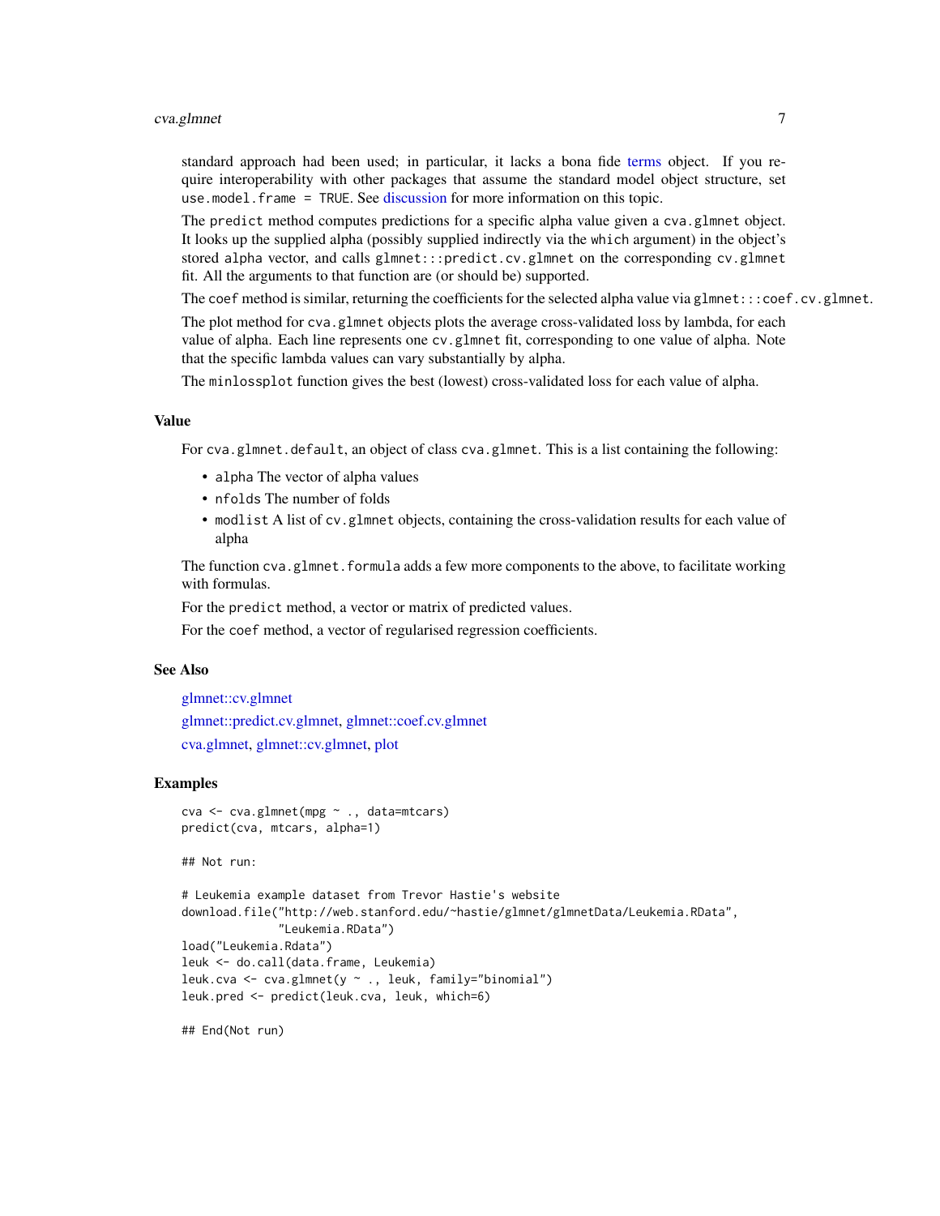standard approach had been used; in particular, it lacks a bona fide terms object. If you require interoperability with other packages that assume the standard model object structure, set `use.model.frame = TRUE`. See discussion for more information on this topic.

The `predict` method computes predictions for a specific alpha value given a `cva.glmnet` object. It looks up the supplied alpha (possibly supplied indirectly via the `which` argument) in the object's stored `alpha` vector, and calls `glmnet:::predict.cv.glmnet` on the corresponding `cv.glmnet` fit. All the arguments to that function are (or should be) supported.

The `coef` method is similar, returning the coefficients for the selected alpha value via `glmnet:::coef.cv.glmnet`.

The plot method for `cva.glmnet` objects plots the average cross-validated loss by lambda, for each value of alpha. Each line represents one `cv.glmnet` fit, corresponding to one value of alpha. Note that the specific lambda values can vary substantially by alpha.

The `minlossplot` function gives the best (lowest) cross-validated loss for each value of alpha.

## Value

For `cva.glmnet.default`, an object of class `cva.glmnet`. This is a list containing the following:

- `alpha` The vector of alpha values
- `nfolds` The number of folds
- `modlist` A list of `cv.glmnet` objects, containing the cross-validation results for each value of alpha

The function `cva.glmnet.formula` adds a few more components to the above, to facilitate working with formulas.

For the `predict` method, a vector or matrix of predicted values.

For the `coef` method, a vector of regularised regression coefficients.

## See Also

glmnet::cv.glmnet

glmnet::predict.cv.glmnet, glmnet::coef.cv.glmnet

cva.glmnet, glmnet::cv.glmnet, plot

## Examples

```
cva <- cva.glmnet(mpg ~ ., data=mtcars)
predict(cva, mtcars, alpha=1)

## Not run:

# Leukemia example dataset from Trevor Hastie's website
download.file("http://web.stanford.edu/~hastie/glmnet/glmnetData/Leukemia.RData",
              "Leukemia.RData")
load("Leukemia.Rdata")
leuk <- do.call(data.frame, Leukemia)
leuk.cva <- cva.glmnet(y ~ ., leuk, family="binomial")
leuk.pred <- predict(leuk.cva, leuk, which=6)

## End(Not run)
```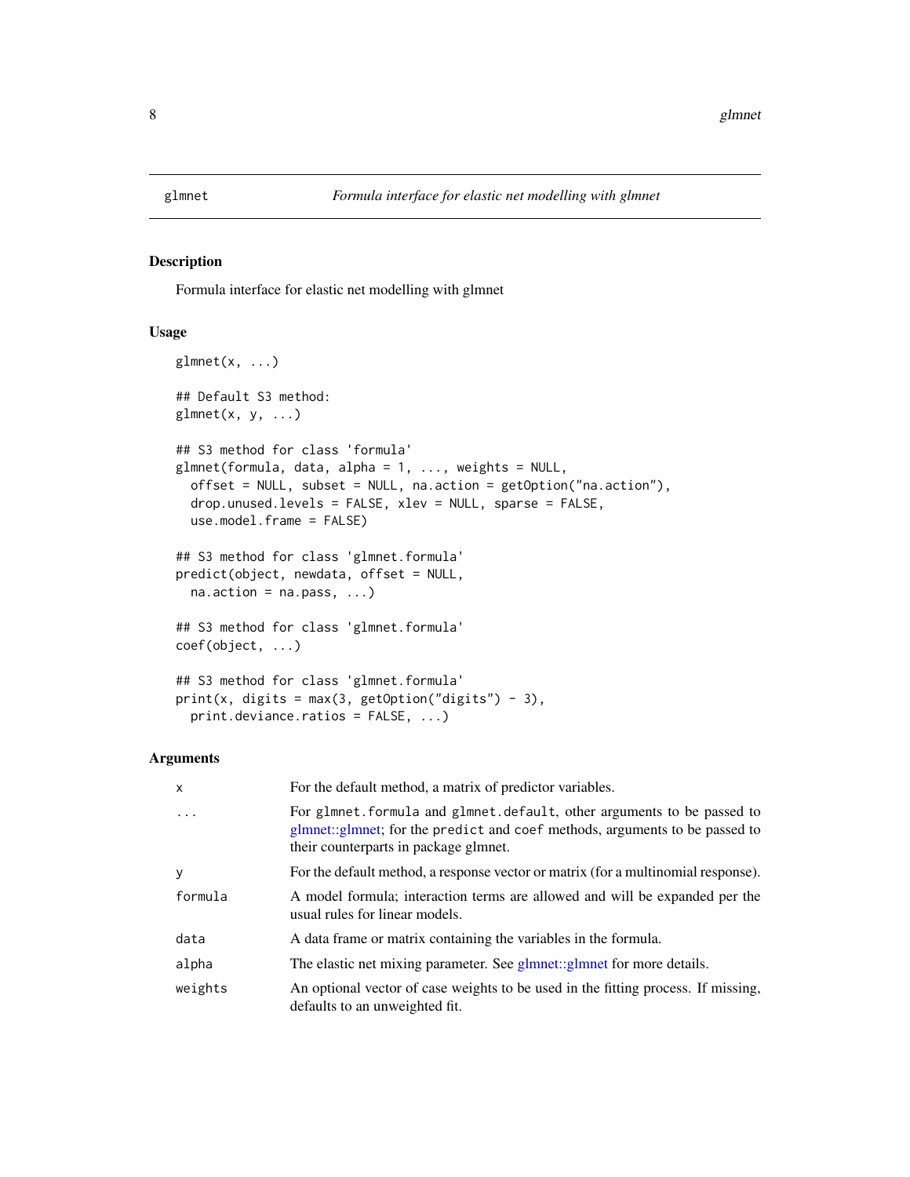## glmnet — *Formula interface for elastic net modelling with glmnet*

### Description

Formula interface for elastic net modelling with glmnet

### Usage

```
glmnet(x, ...)

## Default S3 method:
glmnet(x, y, ...)

## S3 method for class 'formula'
glmnet(formula, data, alpha = 1, ..., weights = NULL,
  offset = NULL, subset = NULL, na.action = getOption("na.action"),
  drop.unused.levels = FALSE, xlev = NULL, sparse = FALSE,
  use.model.frame = FALSE)

## S3 method for class 'glmnet.formula'
predict(object, newdata, offset = NULL,
  na.action = na.pass, ...)

## S3 method for class 'glmnet.formula'
coef(object, ...)

## S3 method for class 'glmnet.formula'
print(x, digits = max(3, getOption("digits") - 3),
  print.deviance.ratios = FALSE, ...)
```

### Arguments

| | |
|---|---|
| `x` | For the default method, a matrix of predictor variables. |
| `...` | For `glmnet.formula` and `glmnet.default`, other arguments to be passed to glmnet::glmnet; for the `predict` and `coef` methods, arguments to be passed to their counterparts in package glmnet. |
| `y` | For the default method, a response vector or matrix (for a multinomial response). |
| `formula` | A model formula; interaction terms are allowed and will be expanded per the usual rules for linear models. |
| `data` | A data frame or matrix containing the variables in the formula. |
| `alpha` | The elastic net mixing parameter. See glmnet::glmnet for more details. |
| `weights` | An optional vector of case weights to be used in the fitting process. If missing, defaults to an unweighted fit. |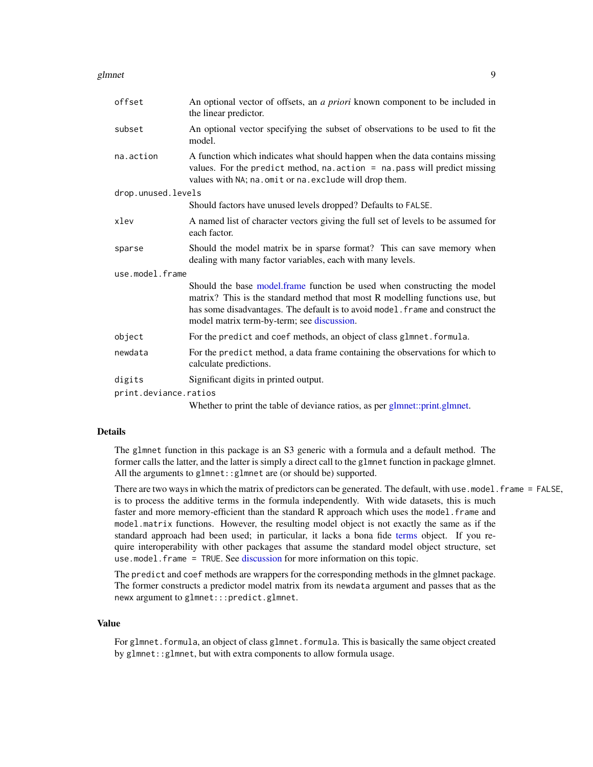| | |
|---|---|
| `offset` | An optional vector of offsets, an *a priori* known component to be included in the linear predictor. |
| `subset` | An optional vector specifying the subset of observations to be used to fit the model. |
| `na.action` | A function which indicates what should happen when the data contains missing values. For the `predict` method, `na.action = na.pass` will predict missing values with `NA`; `na.omit` or `na.exclude` will drop them. |
| `drop.unused.levels` | Should factors have unused levels dropped? Defaults to `FALSE`. |
| `xlev` | A named list of character vectors giving the full set of levels to be assumed for each factor. |
| `sparse` | Should the model matrix be in sparse format? This can save memory when dealing with many factor variables, each with many levels. |
| `use.model.frame` | Should the base model.frame function be used when constructing the model matrix? This is the standard method that most R modelling functions use, but has some disadvantages. The default is to avoid `model.frame` and construct the model matrix term-by-term; see discussion. |
| `object` | For the `predict` and `coef` methods, an object of class `glmnet.formula`. |
| `newdata` | For the `predict` method, a data frame containing the observations for which to calculate predictions. |
| `digits` | Significant digits in printed output. |
| `print.deviance.ratios` | Whether to print the table of deviance ratios, as per glmnet::print.glmnet. |

## Details

The `glmnet` function in this package is an S3 generic with a formula and a default method. The former calls the latter, and the latter is simply a direct call to the `glmnet` function in package glmnet. All the arguments to `glmnet::glmnet` are (or should be) supported.

There are two ways in which the matrix of predictors can be generated. The default, with `use.model.frame = FALSE`, is to process the additive terms in the formula independently. With wide datasets, this is much faster and more memory-efficient than the standard R approach which uses the `model.frame` and `model.matrix` functions. However, the resulting model object is not exactly the same as if the standard approach had been used; in particular, it lacks a bona fide terms object. If you require interoperability with other packages that assume the standard model object structure, set `use.model.frame = TRUE`. See discussion for more information on this topic.

The `predict` and `coef` methods are wrappers for the corresponding methods in the glmnet package. The former constructs a predictor model matrix from its `newdata` argument and passes that as the `newx` argument to `glmnet:::predict.glmnet`.

## Value

For `glmnet.formula`, an object of class `glmnet.formula`. This is basically the same object created by `glmnet::glmnet`, but with extra components to allow formula usage.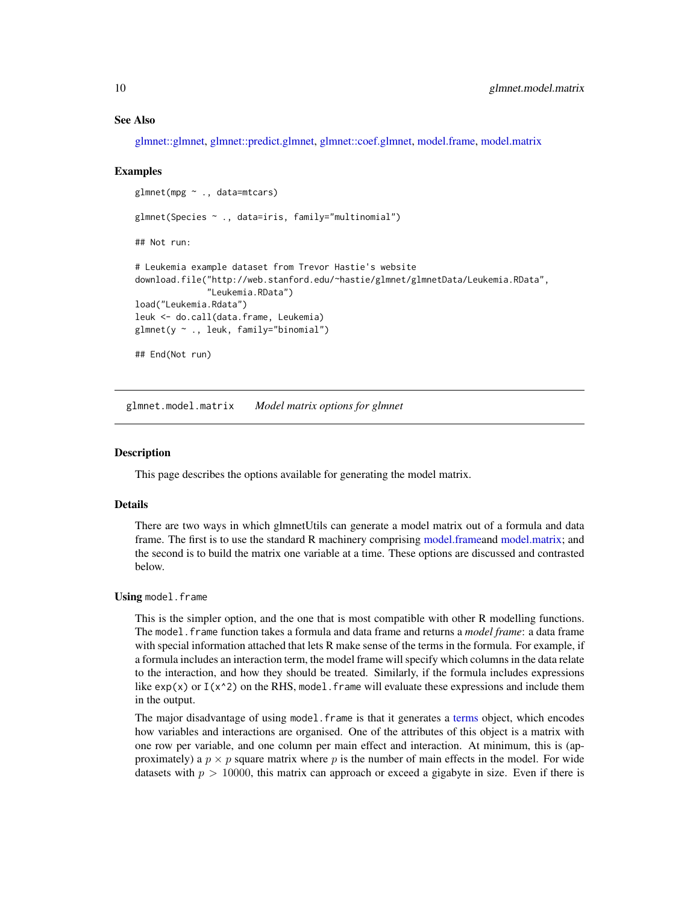### See Also

glmnet::glmnet, glmnet::predict.glmnet, glmnet::coef.glmnet, model.frame, model.matrix

### Examples

```
glmnet(mpg ~ ., data=mtcars)

glmnet(Species ~ ., data=iris, family="multinomial")

## Not run:

# Leukemia example dataset from Trevor Hastie's website
download.file("http://web.stanford.edu/~hastie/glmnet/glmnetData/Leukemia.RData",
              "Leukemia.RData")
load("Leukemia.Rdata")
leuk <- do.call(data.frame, Leukemia)
glmnet(y ~ ., leuk, family="binomial")

## End(Not run)
```

---

## glmnet.model.matrix *Model matrix options for glmnet*

### Description

This page describes the options available for generating the model matrix.

### Details

There are two ways in which glmnetUtils can generate a model matrix out of a formula and data frame. The first is to use the standard R machinery comprising model.frameand model.matrix; and the second is to build the matrix one variable at a time. These options are discussed and contrasted below.

### Using `model.frame`

This is the simpler option, and the one that is most compatible with other R modelling functions. The `model.frame` function takes a formula and data frame and returns a *model frame*: a data frame with special information attached that lets R make sense of the terms in the formula. For example, if a formula includes an interaction term, the model frame will specify which columns in the data relate to the interaction, and how they should be treated. Similarly, if the formula includes expressions like `exp(x)` or `I(x^2)` on the RHS, `model.frame` will evaluate these expressions and include them in the output.

The major disadvantage of using `model.frame` is that it generates a terms object, which encodes how variables and interactions are organised. One of the attributes of this object is a matrix with one row per variable, and one column per main effect and interaction. At minimum, this is (approximately) a $p \times p$ square matrix where $p$ is the number of main effects in the model. For wide datasets with $p > 10000$, this matrix can approach or exceed a gigabyte in size. Even if there is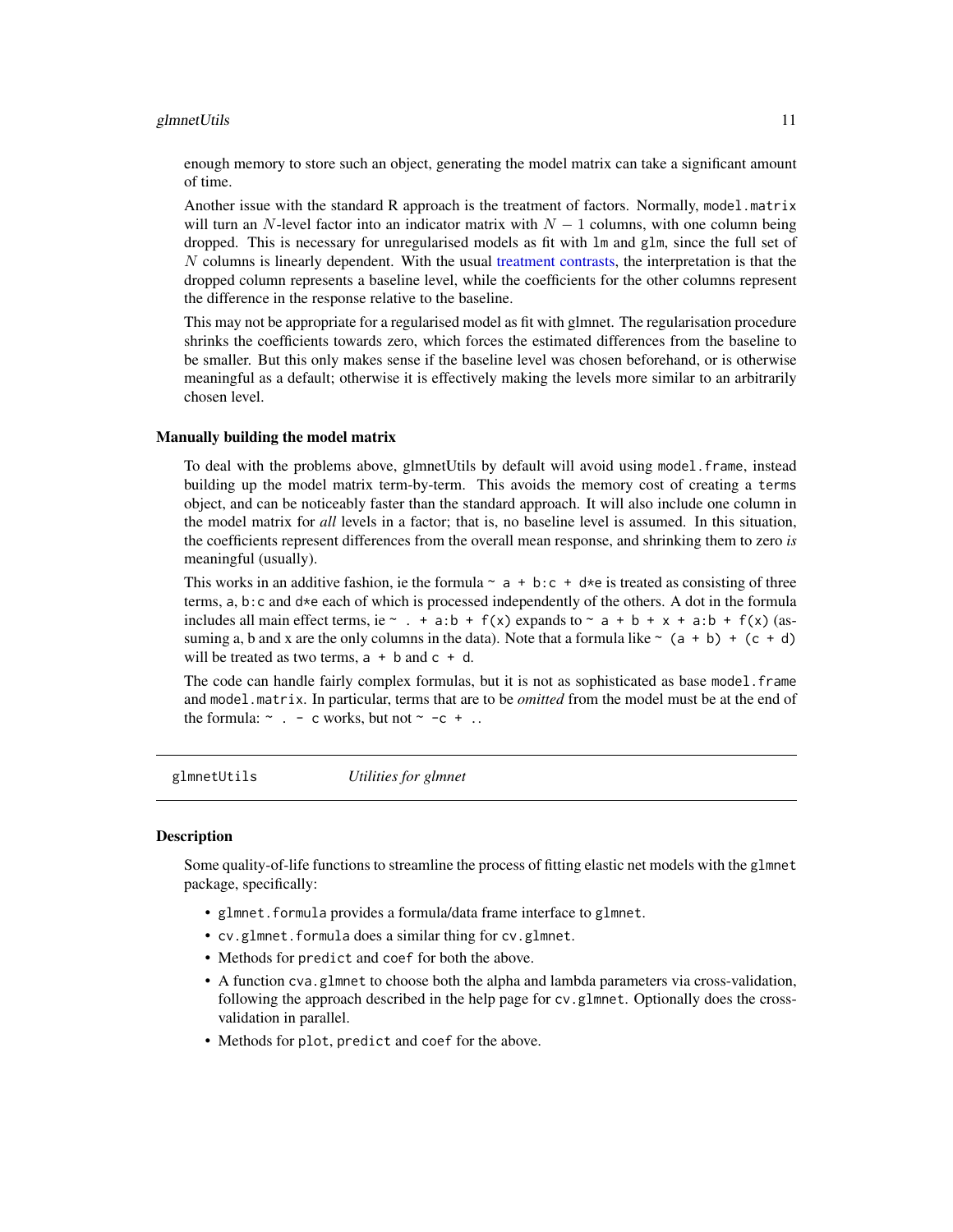enough memory to store such an object, generating the model matrix can take a significant amount of time.

Another issue with the standard R approach is the treatment of factors. Normally, `model.matrix` will turn an $N$-level factor into an indicator matrix with $N - 1$ columns, with one column being dropped. This is necessary for unregularised models as fit with `lm` and `glm`, since the full set of $N$ columns is linearly dependent. With the usual treatment contrasts, the interpretation is that the dropped column represents a baseline level, while the coefficients for the other columns represent the difference in the response relative to the baseline.

This may not be appropriate for a regularised model as fit with glmnet. The regularisation procedure shrinks the coefficients towards zero, which forces the estimated differences from the baseline to be smaller. But this only makes sense if the baseline level was chosen beforehand, or is otherwise meaningful as a default; otherwise it is effectively making the levels more similar to an arbitrarily chosen level.

### Manually building the model matrix

To deal with the problems above, glmnetUtils by default will avoid using `model.frame`, instead building up the model matrix term-by-term. This avoids the memory cost of creating a `terms` object, and can be noticeably faster than the standard approach. It will also include one column in the model matrix for *all* levels in a factor; that is, no baseline level is assumed. In this situation, the coefficients represent differences from the overall mean response, and shrinking them to zero *is* meaningful (usually).

This works in an additive fashion, ie the formula `~ a + b:c + d*e` is treated as consisting of three terms, `a`, `b:c` and `d*e` each of which is processed independently of the others. A dot in the formula includes all main effect terms, ie `~ . + a:b + f(x)` expands to `~ a + b + x + a:b + f(x)` (assuming a, b and x are the only columns in the data). Note that a formula like `~ (a + b) + (c + d)` will be treated as two terms, `a + b` and `c + d`.

The code can handle fairly complex formulas, but it is not as sophisticated as base `model.frame` and `model.matrix`. In particular, terms that are to be *omitted* from the model must be at the end of the formula: `~ . - c` works, but not `~ -c + .`.

## glmnetUtils — *Utilities for glmnet*

### Description

Some quality-of-life functions to streamline the process of fitting elastic net models with the `glmnet` package, specifically:

- `glmnet.formula` provides a formula/data frame interface to `glmnet`.
- `cv.glmnet.formula` does a similar thing for `cv.glmnet`.
- Methods for `predict` and `coef` for both the above.
- A function `cva.glmnet` to choose both the alpha and lambda parameters via cross-validation, following the approach described in the help page for `cv.glmnet`. Optionally does the cross-validation in parallel.
- Methods for `plot`, `predict` and `coef` for the above.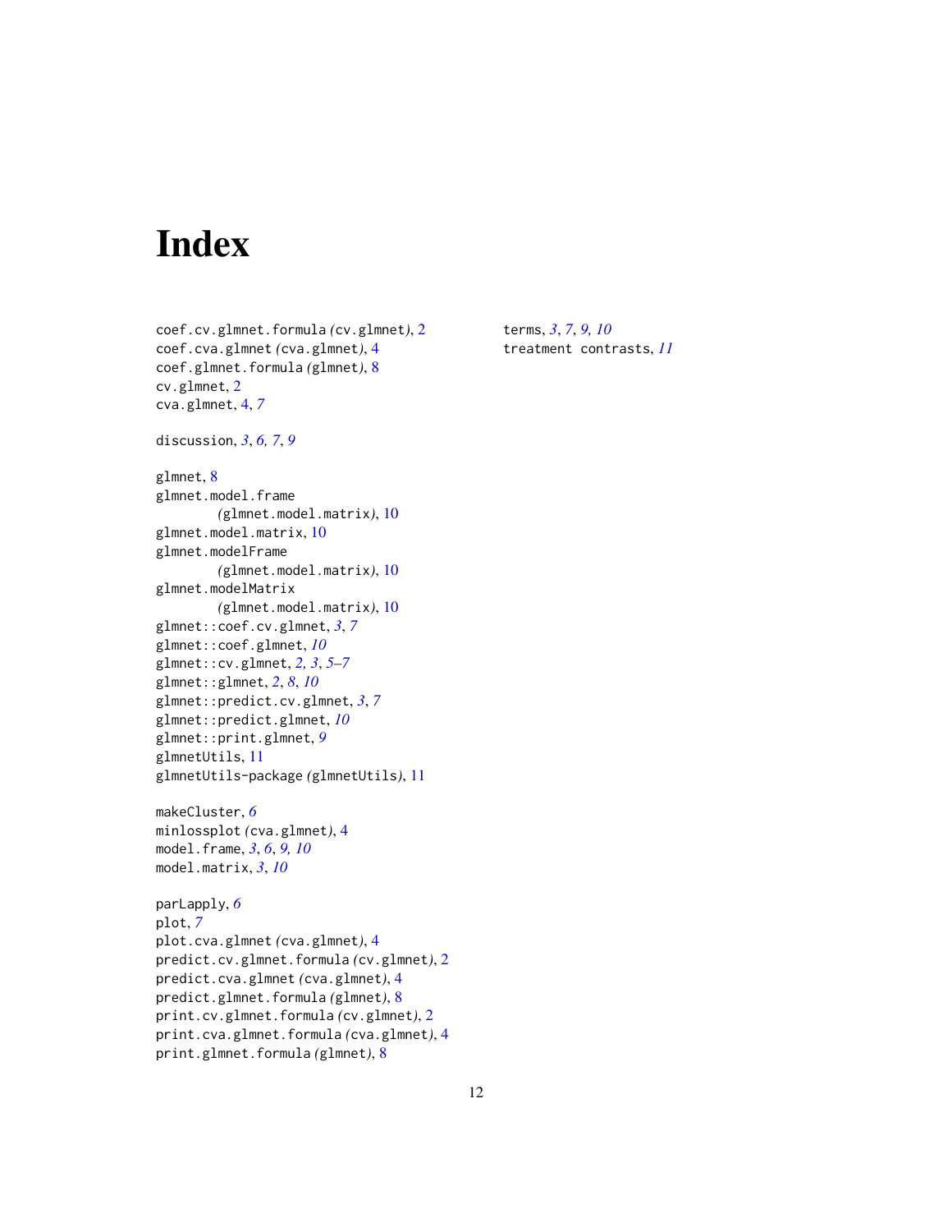# Index

coef.cv.glmnet.formula *(*cv.glmnet*)*, 2
coef.cva.glmnet *(*cva.glmnet*)*, 4
coef.glmnet.formula *(*glmnet*)*, 8
cv.glmnet, 2
cva.glmnet, 4, *7*

discussion, *3*, *6, 7*, *9*

glmnet, 8
glmnet.model.frame
        *(*glmnet.model.matrix*)*, 10
glmnet.model.matrix, 10
glmnet.modelFrame
        *(*glmnet.model.matrix*)*, 10
glmnet.modelMatrix
        *(*glmnet.model.matrix*)*, 10
glmnet::coef.cv.glmnet, *3*, *7*
glmnet::coef.glmnet, *10*
glmnet::cv.glmnet, *2, 3*, *5–7*
glmnet::glmnet, *2*, *8*, *10*
glmnet::predict.cv.glmnet, *3*, *7*
glmnet::predict.glmnet, *10*
glmnet::print.glmnet, *9*
glmnetUtils, 11
glmnetUtils-package *(*glmnetUtils*)*, 11

makeCluster, *6*
minlossplot *(*cva.glmnet*)*, 4
model.frame, *3*, *6*, *9, 10*
model.matrix, *3*, *10*

parLapply, *6*
plot, *7*
plot.cva.glmnet *(*cva.glmnet*)*, 4
predict.cv.glmnet.formula *(*cv.glmnet*)*, 2
predict.cva.glmnet *(*cva.glmnet*)*, 4
predict.glmnet.formula *(*glmnet*)*, 8
print.cv.glmnet.formula *(*cv.glmnet*)*, 2
print.cva.glmnet.formula *(*cva.glmnet*)*, 4
print.glmnet.formula *(*glmnet*)*, 8

terms, *3*, *7*, *9, 10*
treatment contrasts, *11*